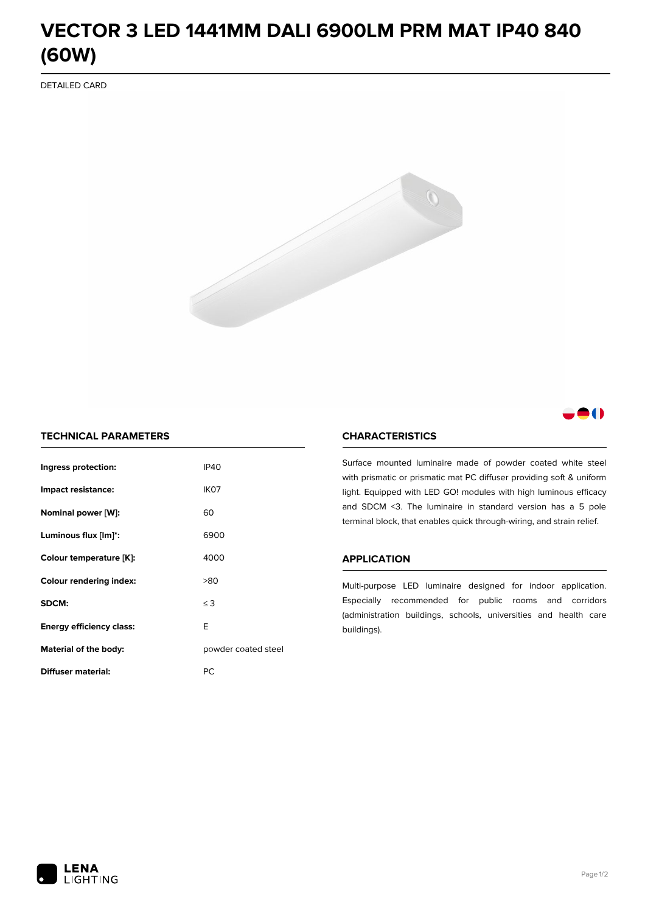# VECTOR 3 LED 1441MM DALI 6900LM PRM MAT IP40 840 (60W)

DETAILED CARD

## TECHNICAL PARAMETERS

| | |
|---|---|
| **Ingress protection:** | IP40 |
| **Impact resistance:** | IK07 |
| **Nominal power [W]:** | 60 |
| **Luminous flux [lm]*:** | 6900 |
| **Colour temperature [K]:** | 4000 |
| **Colour rendering index:** | >80 |
| **SDCM:** | ≤ 3 |
| **Energy efficiency class:** | E |
| **Material of the body:** | powder coated steel |
| **Diffuser material:** | PC |

## CHARACTERISTICS

Surface mounted luminaire made of powder coated white steel with prismatic or prismatic mat PC diffuser providing soft & uniform light. Equipped with LED GO! modules with high luminous efficacy and SDCM <3. The luminaire in standard version has a 5 pole terminal block, that enables quick through-wiring, and strain relief.

## APPLICATION

Multi-purpose LED luminaire designed for indoor application. Especially recommended for public rooms and corridors (administration buildings, schools, universities and health care buildings).

LENA LIGHTING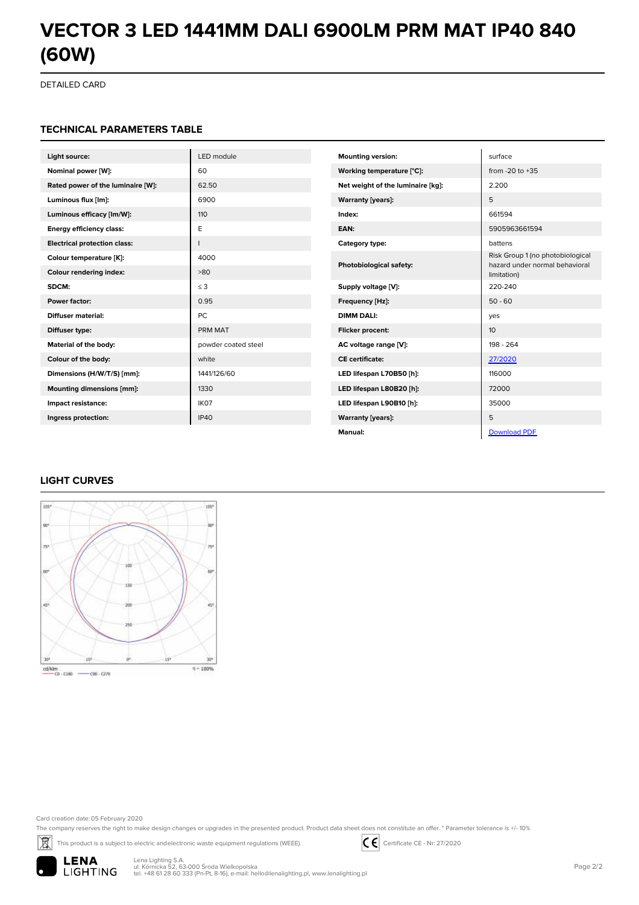# VECTOR 3 LED 1441MM DALI 6900LM PRM MAT IP40 840 (60W)

DETAILED CARD

## TECHNICAL PARAMETERS TABLE

| | |
|---|---|
| **Light source:** | LED module |
| **Nominal power [W]:** | 60 |
| **Rated power of the luminaire [W]:** | 62.50 |
| **Luminous flux [lm]:** | 6900 |
| **Luminous efficacy [lm/W]:** | 110 |
| **Energy efficiency class:** | E |
| **Electrical protection class:** | I |
| **Colour temperature [K]:** | 4000 |
| **Colour rendering index:** | >80 |
| **SDCM:** | ≤ 3 |
| **Power factor:** | 0.95 |
| **Diffuser material:** | PC |
| **Diffuser type:** | PRM MAT |
| **Material of the body:** | powder coated steel |
| **Colour of the body:** | white |
| **Dimensions (H/W/T/S) [mm]:** | 1441/126/60 |
| **Mounting dimensions [mm]:** | 1330 |
| **Impact resistance:** | IK07 |
| **Ingress protection:** | IP40 |

| | |
|---|---|
| **Mounting version:** | surface |
| **Working temperature [°C]:** | from -20 to +35 |
| **Net weight of the luminaire [kg]:** | 2.200 |
| **Warranty [years]:** | 5 |
| **Index:** | 661594 |
| **EAN:** | 5905963661594 |
| **Category type:** | battens |
| **Photobiological safety:** | Risk Group 1 (no photobiological hazard under normal behavioral limitation) |
| **Supply voltage [V]:** | 220-240 |
| **Frequency [Hz]:** | 50 - 60 |
| **DIMM DALI:** | yes |
| **Flicker procent:** | 10 |
| **AC voltage range [V]:** | 198 - 264 |
| **CE certificate:** | 27/2020 |
| **LED lifespan L70B50 [h]:** | 116000 |
| **LED lifespan L80B20 [h]:** | 72000 |
| **LED lifespan L90B10 [h]:** | 35000 |
| **Warranty [years]:** | 5 |
| **Manual:** | Download PDF |

## LIGHT CURVES

105° 105°
90° 90°
75° 75°
60° 60°
45° 45°
30° 15° 0° 15° 30°
100
150
200
250
cd/klm
C0 - C180
C90 - C270
η = 100%

Card creation date: 05 February 2020

The company reserves the right to make design changes or upgrades in the presented product. Product data sheet does not constitute an offer. * Parameter tolerance is +/- 10%

This product is a subject to electric andelectronic waste equipment regulations (WEEE).

Certificate CE - Nr: 27/2020

LENA LIGHTING

Lena Lighting S.A.
ul. Kórnicka 52, 63-000 Środa Wielkopolska
tel. +48 61 28 60 333 (Pn-Pt, 8-16), e-mail: hello@lenalighting.pl, www.lenalighting.pl